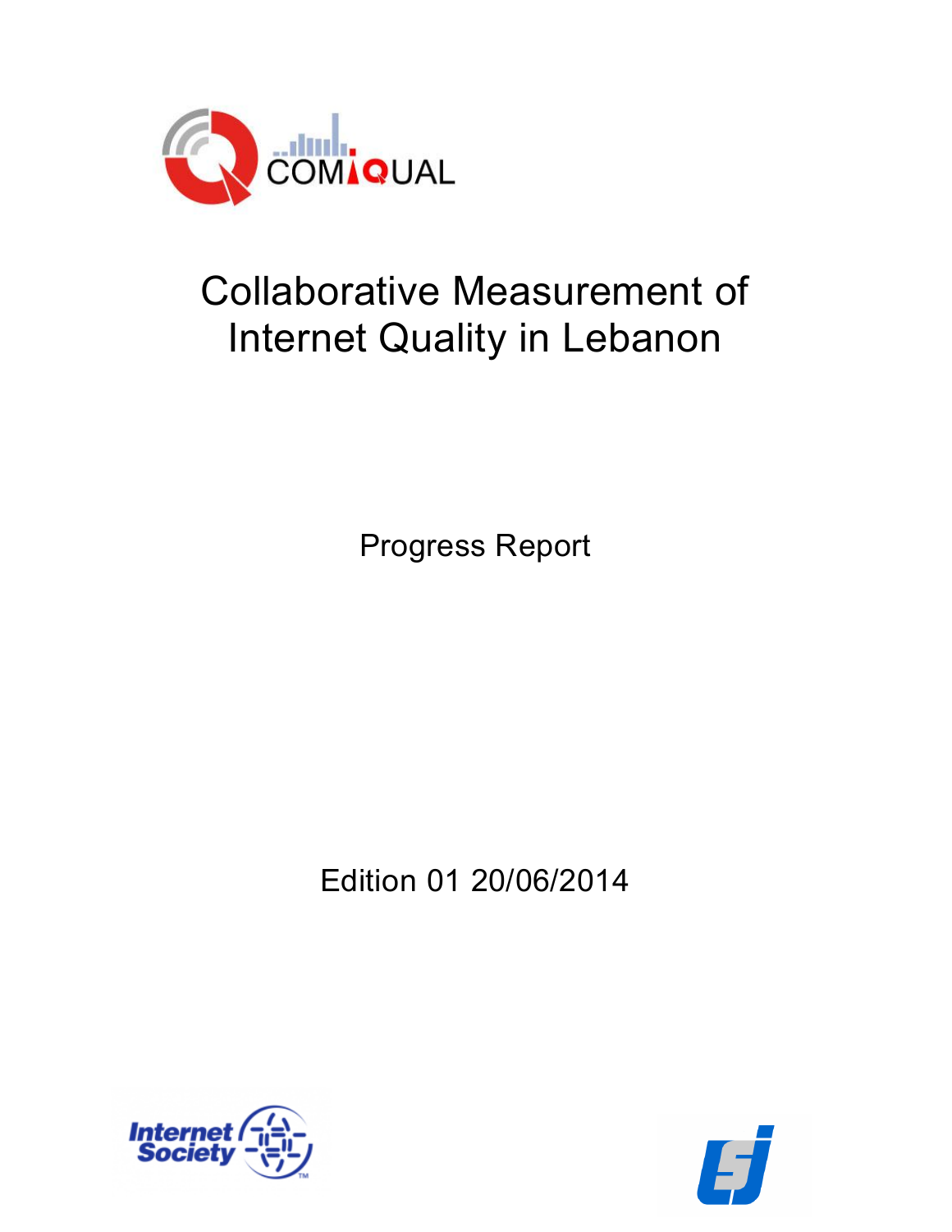COMIQUAL

# Collaborative Measurement of Internet Quality in Lebanon

Progress Report

Edition 01 20/06/2014

Internet Society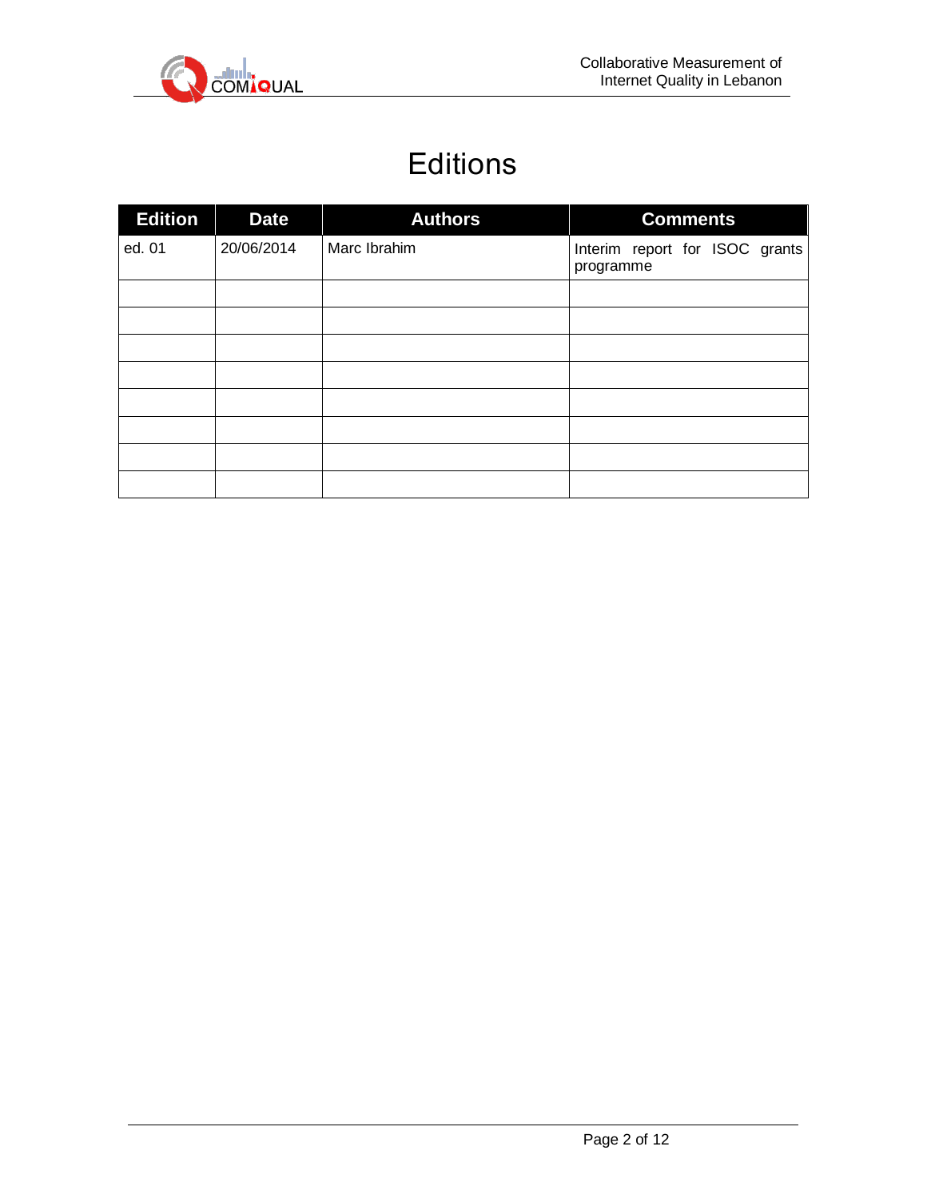# Editions

| Edition | Date | Authors | Comments |
|---|---|---|---|
| ed. 01 | 20/06/2014 | Marc Ibrahim | Interim report for ISOC grants programme |
| | | | |
| | | | |
| | | | |
| | | | |
| | | | |
| | | | |
| | | | |
| | | | |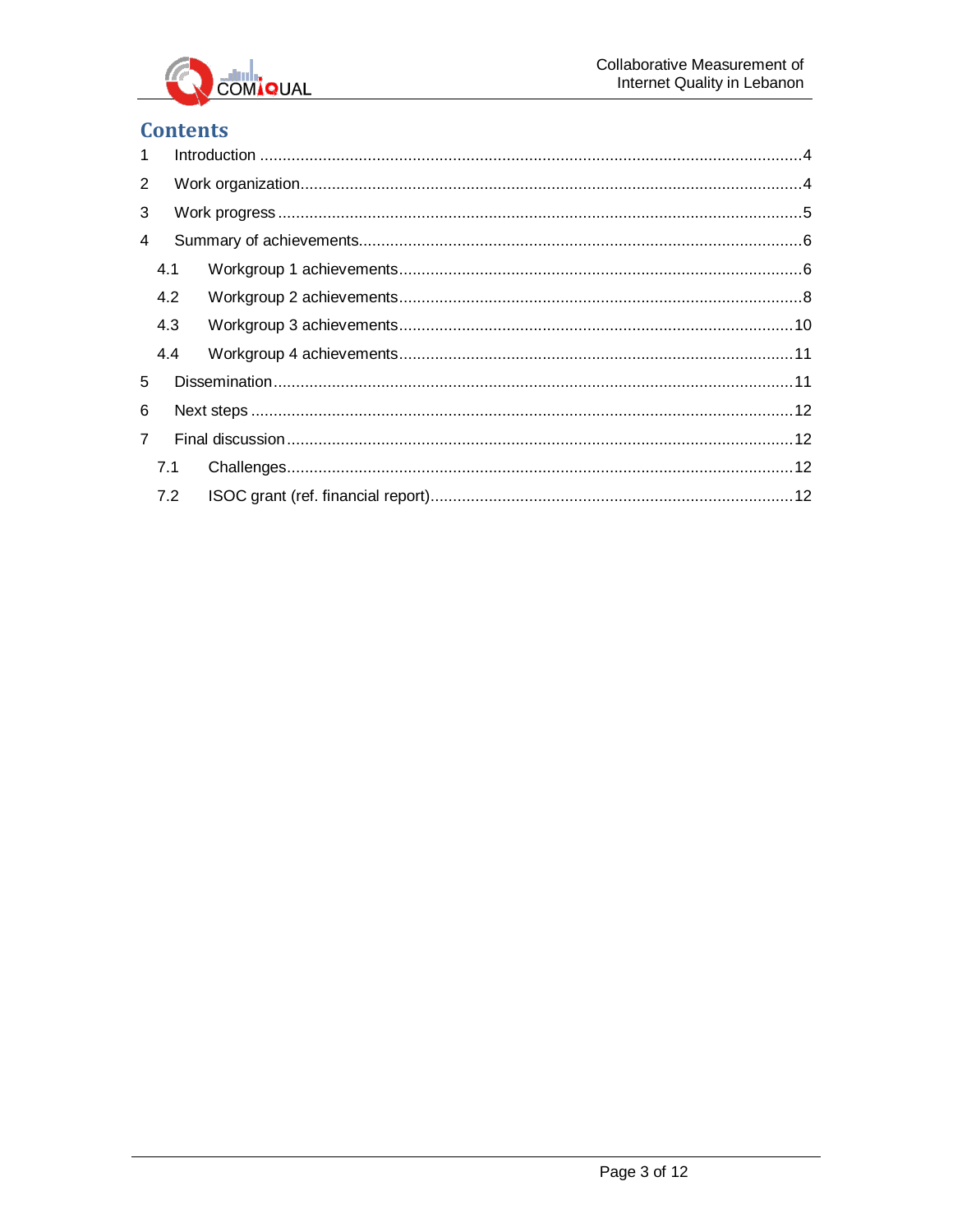# Contents

1 Introduction ....................................................................................................................4

2 Work organization...........................................................................................................4

3 Work progress ..................................................................................................................5

4 Summary of achievements................................................................................................6

  4.1 Workgroup 1 achievements........................................................................................6

  4.2 Workgroup 2 achievements........................................................................................8

  4.3 Workgroup 3 achievements......................................................................................10

  4.4 Workgroup 4 achievements......................................................................................11

5 Dissemination.................................................................................................................11

6 Next steps ......................................................................................................................12

7 Final discussion ..............................................................................................................12

  7.1 Challenges...............................................................................................................12

  7.2 ISOC grant (ref. financial report)...............................................................................12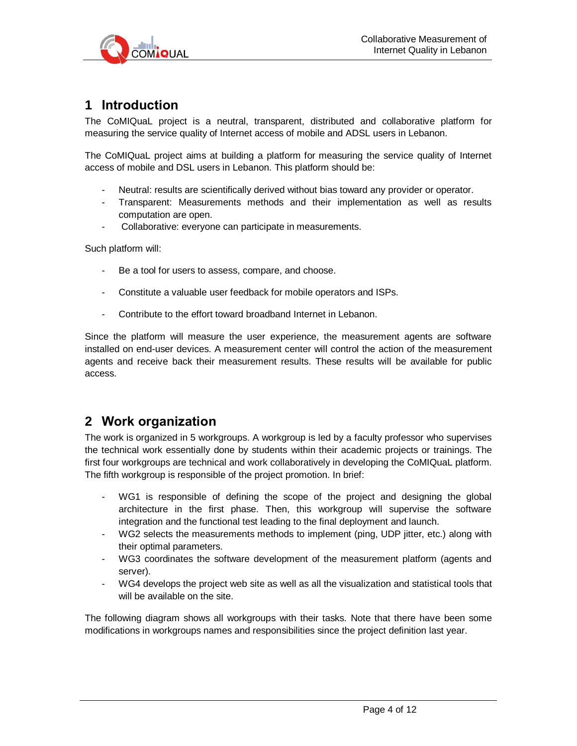# 1 Introduction

The CoMIQuaL project is a neutral, transparent, distributed and collaborative platform for measuring the service quality of Internet access of mobile and ADSL users in Lebanon.

The CoMIQuaL project aims at building a platform for measuring the service quality of Internet access of mobile and DSL users in Lebanon. This platform should be:

- Neutral: results are scientifically derived without bias toward any provider or operator.
- Transparent: Measurements methods and their implementation as well as results computation are open.
- Collaborative: everyone can participate in measurements.

Such platform will:

- Be a tool for users to assess, compare, and choose.
- Constitute a valuable user feedback for mobile operators and ISPs.
- Contribute to the effort toward broadband Internet in Lebanon.

Since the platform will measure the user experience, the measurement agents are software installed on end-user devices. A measurement center will control the action of the measurement agents and receive back their measurement results. These results will be available for public access.

# 2 Work organization

The work is organized in 5 workgroups. A workgroup is led by a faculty professor who supervises the technical work essentially done by students within their academic projects or trainings. The first four workgroups are technical and work collaboratively in developing the CoMIQuaL platform. The fifth workgroup is responsible of the project promotion. In brief:

- WG1 is responsible of defining the scope of the project and designing the global architecture in the first phase. Then, this workgroup will supervise the software integration and the functional test leading to the final deployment and launch.
- WG2 selects the measurements methods to implement (ping, UDP jitter, etc.) along with their optimal parameters.
- WG3 coordinates the software development of the measurement platform (agents and server).
- WG4 develops the project web site as well as all the visualization and statistical tools that will be available on the site.

The following diagram shows all workgroups with their tasks. Note that there have been some modifications in workgroups names and responsibilities since the project definition last year.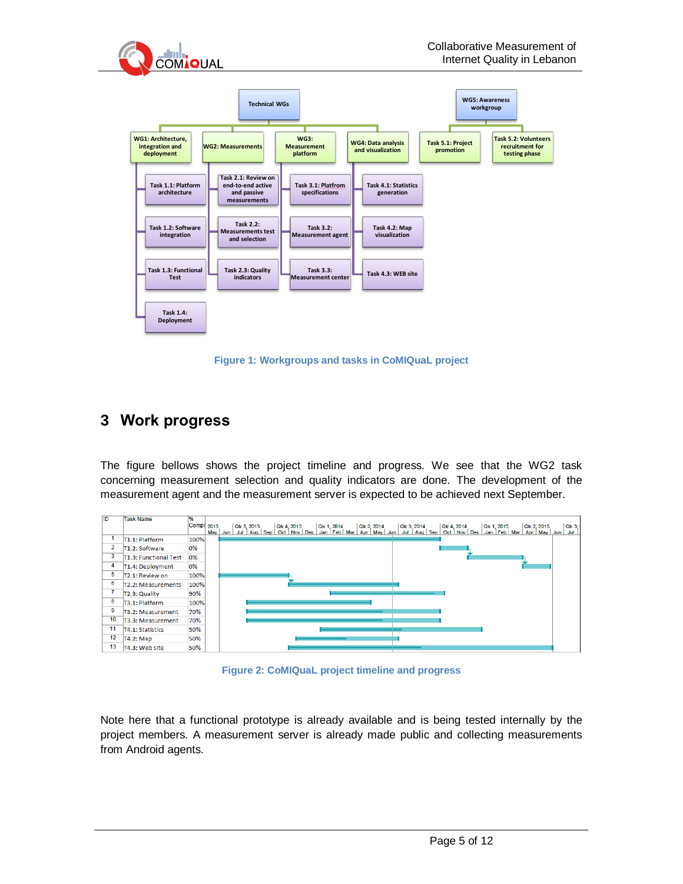Technical WGs

WG1: Architecture, integration and deployment

Task 1.1: Platform architecture

Task 1.2: Software integration

Task 1.3: Functional Test

Task 1.4: Deployment

WG2: Measurements

Task 2.1: Review on end-to-end active and passive measurements

Task 2.2: Measurements test and selection

Task 2.3: Quality indicators

WG3: Measurement platform

Task 3.1: Platfrom specifications

Task 3.2: Measurement agent

Task 3.3: Measurement center

WG4: Data analysis and visualization

Task 4.1: Statistics generation

Task 4.2: Map visualization

Task 4.3: WEB site

WG5: Awareness workgroup

Task 5.1: Project promotion

Task 5.2: Volunteers recruitment for testing phase

Figure 1: Workgroups and tasks in CoMIQuaL project

# 3 Work progress

The figure bellows shows the project timeline and progress. We see that the WG2 task concerning measurement selection and quality indicators are done. The development of the measurement agent and the measurement server is expected to be achieved next September.

| ID | Task Name | % Compl |
|---|---|---|
| 1 | T1.1: Platform | 100% |
| 2 | T1.2: Software | 0% |
| 3 | T1.3: Functional Test | 0% |
| 4 | T1.4: Deployment | 0% |
| 5 | T2.1: Review on | 100% |
| 6 | T2.2: Measurements | 100% |
| 7 | T2.3: Quality | 90% |
| 8 | T3.1: Platform | 100% |
| 9 | T3.2: Measurement | 70% |
| 10 | T3.3: Measurement | 70% |
| 11 | T4.1: Statistics | 50% |
| 12 | T4.2: Map | 50% |
| 13 | T4.3: Web site | 50% |

2013 May Jun | Qtr 3, 2013 Jul Aug Sep | Qtr 4, 2013 Oct Nov Dec | Qtr 1, 2014 Jan Feb Mar | Qtr 2, 2014 Apr May Jun | Qtr 3, 2014 Jul Aug Sep | Qtr 4, 2014 Oct Nov Dec | Qtr 1, 2015 Jan Feb Mar | Qtr 2, 2015 Apr May Jun | Qtr 3, Jul

Figure 2: CoMIQuaL project timeline and progress

Note here that a functional prototype is already available and is being tested internally by the project members. A measurement server is already made public and collecting measurements from Android agents.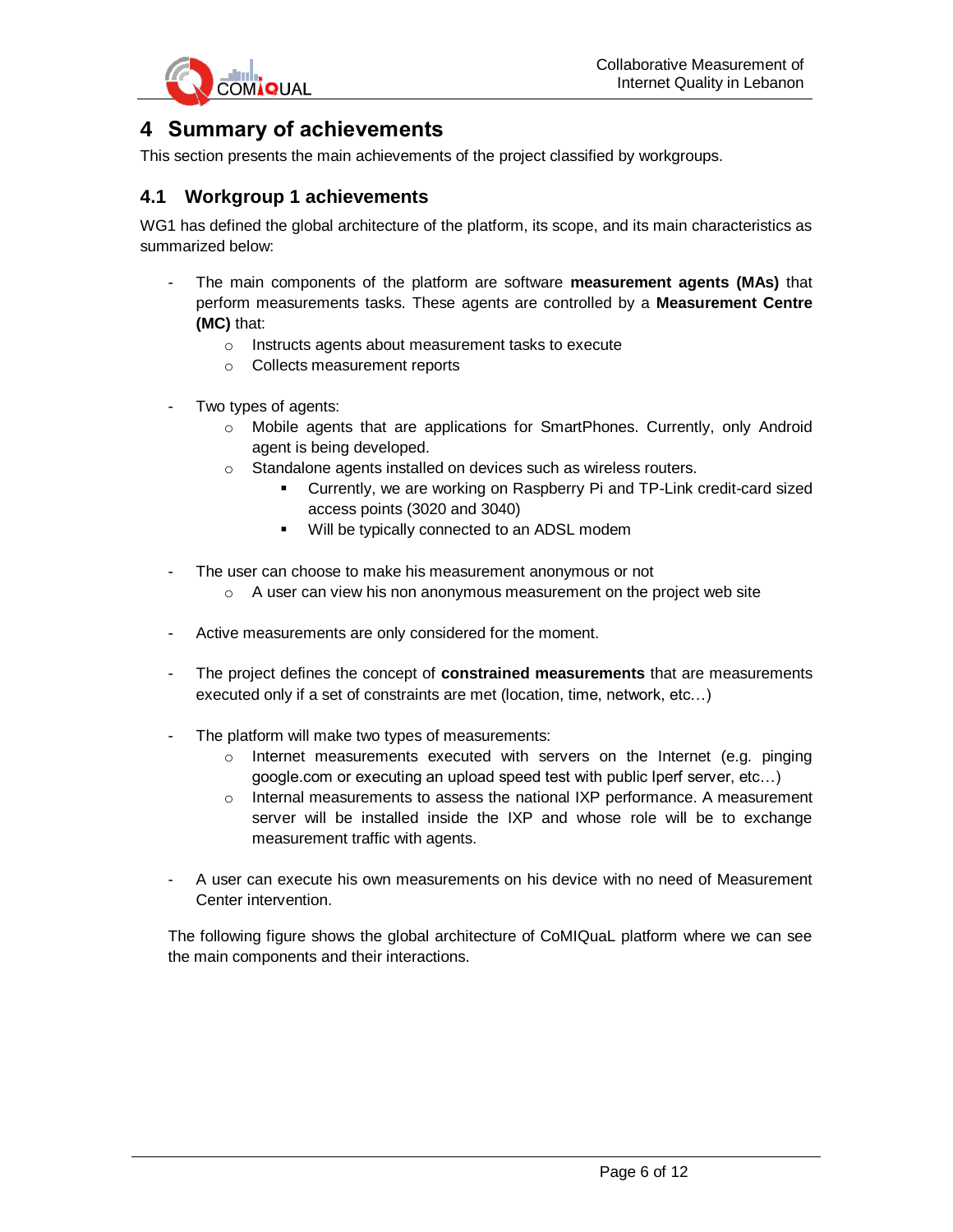# 4 Summary of achievements

This section presents the main achievements of the project classified by workgroups.

## 4.1 Workgroup 1 achievements

WG1 has defined the global architecture of the platform, its scope, and its main characteristics as summarized below:

- The main components of the platform are software **measurement agents (MAs)** that perform measurements tasks. These agents are controlled by a **Measurement Centre (MC)** that:
    - Instructs agents about measurement tasks to execute
    - Collects measurement reports
- Two types of agents:
    - Mobile agents that are applications for SmartPhones. Currently, only Android agent is being developed.
    - Standalone agents installed on devices such as wireless routers.
        - Currently, we are working on Raspberry Pi and TP-Link credit-card sized access points (3020 and 3040)
        - Will be typically connected to an ADSL modem
- The user can choose to make his measurement anonymous or not
    - A user can view his non anonymous measurement on the project web site
- Active measurements are only considered for the moment.
- The project defines the concept of **constrained measurements** that are measurements executed only if a set of constraints are met (location, time, network, etc…)
- The platform will make two types of measurements:
    - Internet measurements executed with servers on the Internet (e.g. pinging google.com or executing an upload speed test with public Iperf server, etc…)
    - Internal measurements to assess the national IXP performance. A measurement server will be installed inside the IXP and whose role will be to exchange measurement traffic with agents.
- A user can execute his own measurements on his device with no need of Measurement Center intervention.

The following figure shows the global architecture of CoMIQuaL platform where we can see the main components and their interactions.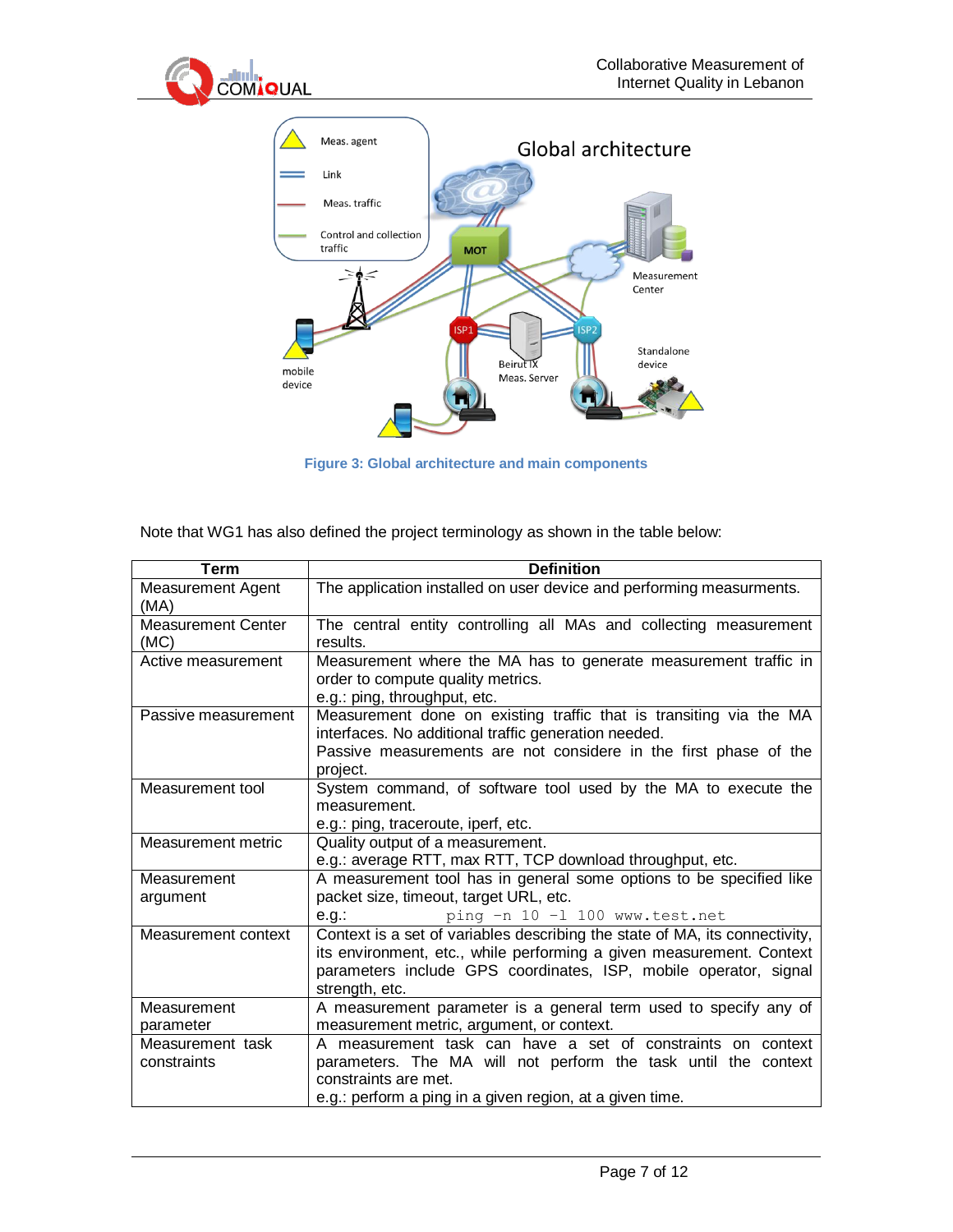Global architecture

Meas. agent

Link

Meas. traffic

Control and collection traffic

MOT

Measurement Center

ISP1

ISP2

Beirut IX Meas. Server

Standalone device

mobile device

Figure 3: Global architecture and main components

Note that WG1 has also defined the project terminology as shown in the table below:

| Term | Definition |
|---|---|
| Measurement Agent (MA) | The application installed on user device and performing measurments. |
| Measurement Center (MC) | The central entity controlling all MAs and collecting measurement results. |
| Active measurement | Measurement where the MA has to generate measurement traffic in order to compute quality metrics.<br>e.g.: ping, throughput, etc. |
| Passive measurement | Measurement done on existing traffic that is transiting via the MA interfaces. No additional traffic generation needed.<br>Passive measurements are not considere in the first phase of the project. |
| Measurement tool | System command, of software tool used by the MA to execute the measurement.<br>e.g.: ping, traceroute, iperf, etc. |
| Measurement metric | Quality output of a measurement.<br>e.g.: average RTT, max RTT, TCP download throughput, etc. |
| Measurement argument | A measurement tool has in general some options to be specified like packet size, timeout, target URL, etc.<br>e.g.: `ping -n 10 -l 100 www.test.net` |
| Measurement context | Context is a set of variables describing the state of MA, its connectivity, its environment, etc., while performing a given measurement. Context parameters include GPS coordinates, ISP, mobile operator, signal strength, etc. |
| Measurement parameter | A measurement parameter is a general term used to specify any of measurement metric, argument, or context. |
| Measurement task constraints | A measurement task can have a set of constraints on context parameters. The MA will not perform the task until the context constraints are met.<br>e.g.: perform a ping in a given region, at a given time. |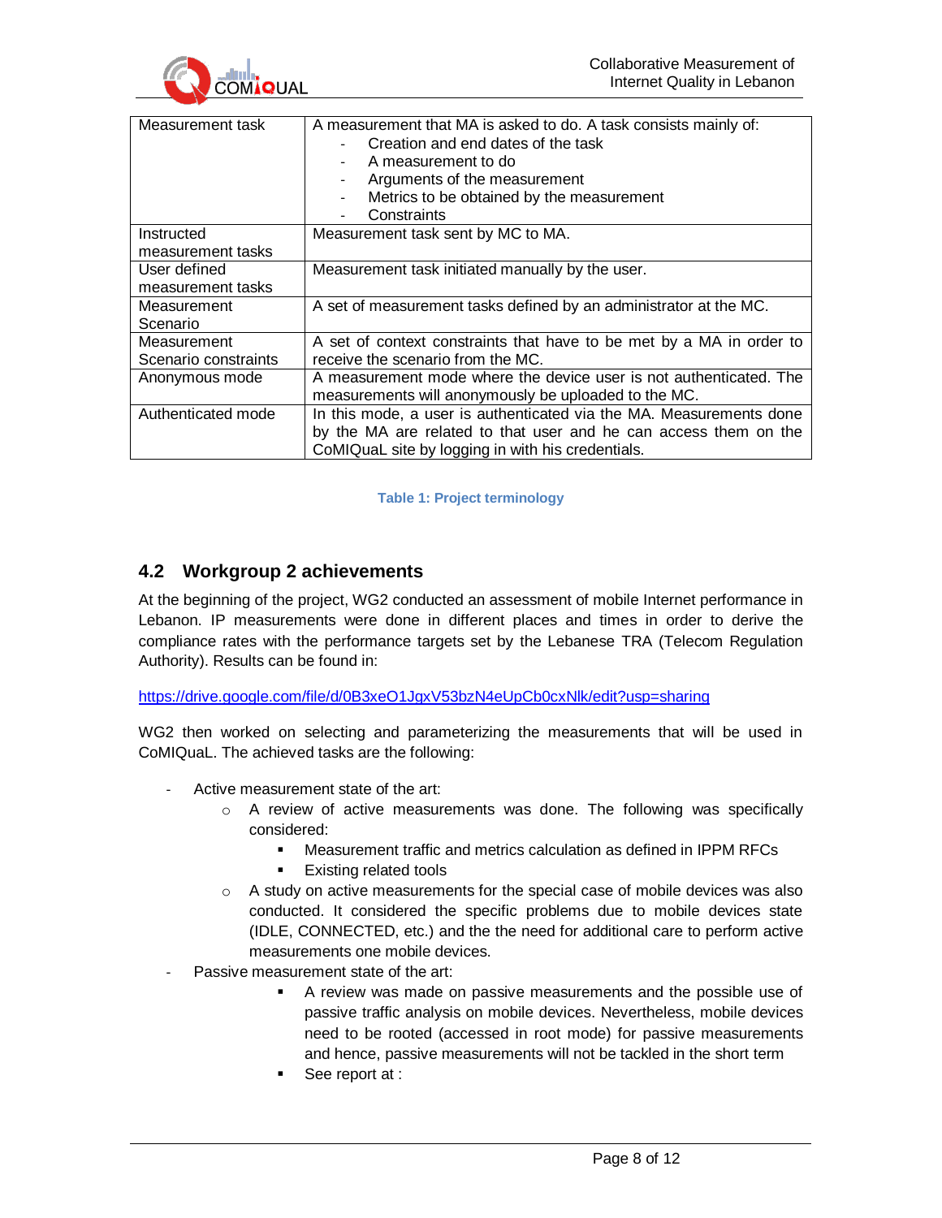| | |
|---|---|
| Measurement task | A measurement that MA is asked to do. A task consists mainly of:<br>- Creation and end dates of the task<br>- A measurement to do<br>- Arguments of the measurement<br>- Metrics to be obtained by the measurement<br>- Constraints |
| Instructed measurement tasks | Measurement task sent by MC to MA. |
| User defined measurement tasks | Measurement task initiated manually by the user. |
| Measurement Scenario | A set of measurement tasks defined by an administrator at the MC. |
| Measurement Scenario constraints | A set of context constraints that have to be met by a MA in order to receive the scenario from the MC. |
| Anonymous mode | A measurement mode where the device user is not authenticated. The measurements will anonymously be uploaded to the MC. |
| Authenticated mode | In this mode, a user is authenticated via the MA. Measurements done by the MA are related to that user and he can access them on the CoMIQuaL site by logging in with his credentials. |

**Table 1: Project terminology**

## 4.2 Workgroup 2 achievements

At the beginning of the project, WG2 conducted an assessment of mobile Internet performance in Lebanon. IP measurements were done in different places and times in order to derive the compliance rates with the performance targets set by the Lebanese TRA (Telecom Regulation Authority). Results can be found in:

https://drive.google.com/file/d/0B3xeO1JgxV53bzN4eUpCb0cxNlk/edit?usp=sharing

WG2 then worked on selecting and parameterizing the measurements that will be used in CoMIQuaL. The achieved tasks are the following:

- Active measurement state of the art:
  - A review of active measurements was done. The following was specifically considered:
    - Measurement traffic and metrics calculation as defined in IPPM RFCs
    - Existing related tools
  - A study on active measurements for the special case of mobile devices was also conducted. It considered the specific problems due to mobile devices state (IDLE, CONNECTED, etc.) and the the need for additional care to perform active measurements one mobile devices.
- Passive measurement state of the art:
    - A review was made on passive measurements and the possible use of passive traffic analysis on mobile devices. Nevertheless, mobile devices need to be rooted (accessed in root mode) for passive measurements and hence, passive measurements will not be tackled in the short term
    - See report at :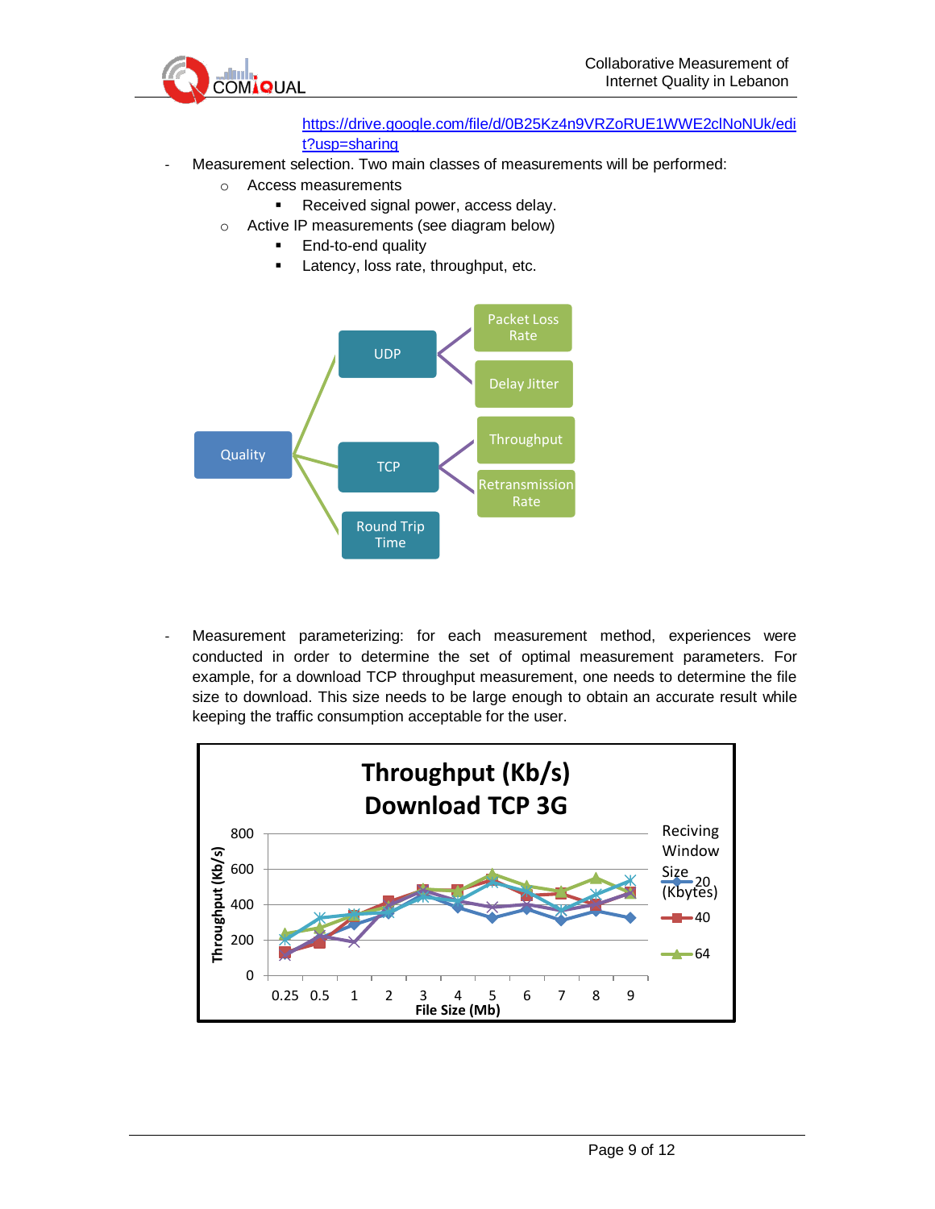https://drive.google.com/file/d/0B25Kz4n9VRZoRUE1WWE2clNoNUk/edit?usp=sharing

- Measurement selection. Two main classes of measurements will be performed:
  - Access measurements
    - Received signal power, access delay.
  - Active IP measurements (see diagram below)
    - End-to-end quality
    - Latency, loss rate, throughput, etc.

Quality

UDP

TCP

Round Trip Time

Packet Loss Rate

Delay Jitter

Throughput

Retransmission Rate

- Measurement parameterizing: for each measurement method, experiences were conducted in order to determine the set of optimal measurement parameters. For example, for a download TCP throughput measurement, one needs to determine the file size to download. This size needs to be large enough to obtain an accurate result while keeping the traffic consumption acceptable for the user.

Throughput (Kb/s)
Download TCP 3G

Throughput (Kb/s)

800
600
400
200
0

0.25 0.5 1 2 3 4 5 6 7 8 9

File Size (Mb)

Reciving Window Size (Kbytes)

20

40

64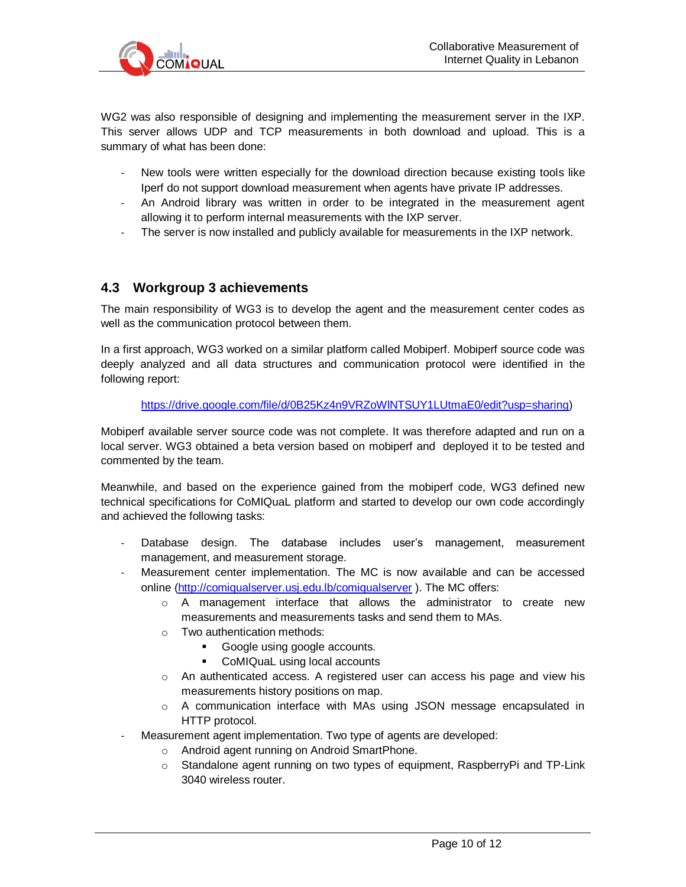WG2 was also responsible of designing and implementing the measurement server in the IXP. This server allows UDP and TCP measurements in both download and upload. This is a summary of what has been done:

- New tools were written especially for the download direction because existing tools like Iperf do not support download measurement when agents have private IP addresses.
- An Android library was written in order to be integrated in the measurement agent allowing it to perform internal measurements with the IXP server.
- The server is now installed and publicly available for measurements in the IXP network.

## 4.3 Workgroup 3 achievements

The main responsibility of WG3 is to develop the agent and the measurement center codes as well as the communication protocol between them.

In a first approach, WG3 worked on a similar platform called Mobiperf. Mobiperf source code was deeply analyzed and all data structures and communication protocol were identified in the following report:

https://drive.google.com/file/d/0B25Kz4n9VRZoWlNTSUY1LUtmaE0/edit?usp=sharing)

Mobiperf available server source code was not complete. It was therefore adapted and run on a local server. WG3 obtained a beta version based on mobiperf and deployed it to be tested and commented by the team.

Meanwhile, and based on the experience gained from the mobiperf code, WG3 defined new technical specifications for CoMIQuaL platform and started to develop our own code accordingly and achieved the following tasks:

- Database design. The database includes user's management, measurement management, and measurement storage.
- Measurement center implementation. The MC is now available and can be accessed online (http://comiqualserver.usj.edu.lb/comiqualserver ). The MC offers:
  - A management interface that allows the administrator to create new measurements and measurements tasks and send them to MAs.
  - Two authentication methods:
    - Google using google accounts.
    - CoMIQuaL using local accounts
  - An authenticated access. A registered user can access his page and view his measurements history positions on map.
  - A communication interface with MAs using JSON message encapsulated in HTTP protocol.
- Measurement agent implementation. Two type of agents are developed:
  - Android agent running on Android SmartPhone.
  - Standalone agent running on two types of equipment, RaspberryPi and TP-Link 3040 wireless router.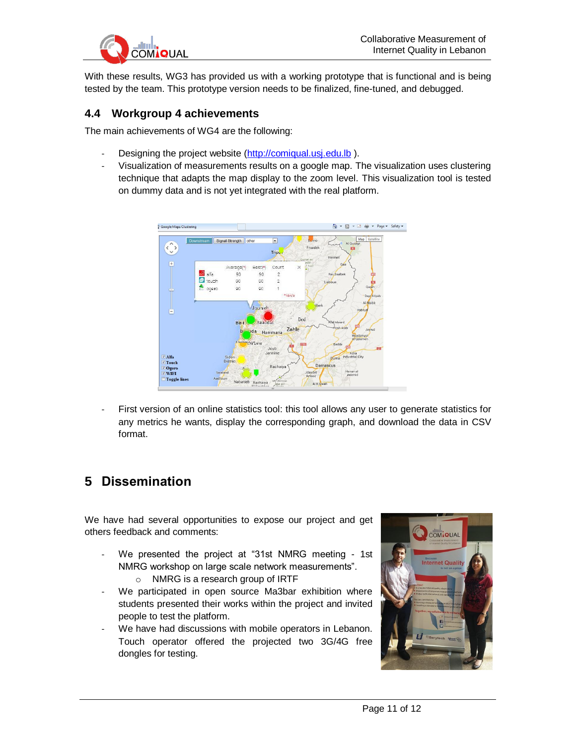With these results, WG3 has provided us with a working prototype that is functional and is being tested by the team. This prototype version needs to be finalized, fine-tuned, and debugged.

### 4.4 Workgroup 4 achievements

The main achievements of WG4 are the following:

- Designing the project website (http://comiqual.usj.edu.lb ).
- Visualization of measurements results on a google map. The visualization uses clustering technique that adapts the map display to the zoom level. This visualization tool is tested on dummy data and is not yet integrated with the real platform.

- First version of an online statistics tool: this tool allows any user to generate statistics for any metrics he wants, display the corresponding graph, and download the data in CSV format.

## 5 Dissemination

We have had several opportunities to expose our project and get others feedback and comments:

- We presented the project at “31st NMRG meeting - 1st NMRG workshop on large scale network measurements”.
    - NMRG is a research group of IRTF
- We participated in open source Ma3bar exhibition where students presented their works within the project and invited people to test the platform.
- We have had discussions with mobile operators in Lebanon. Touch operator offered the projected two 3G/4G free dongles for testing.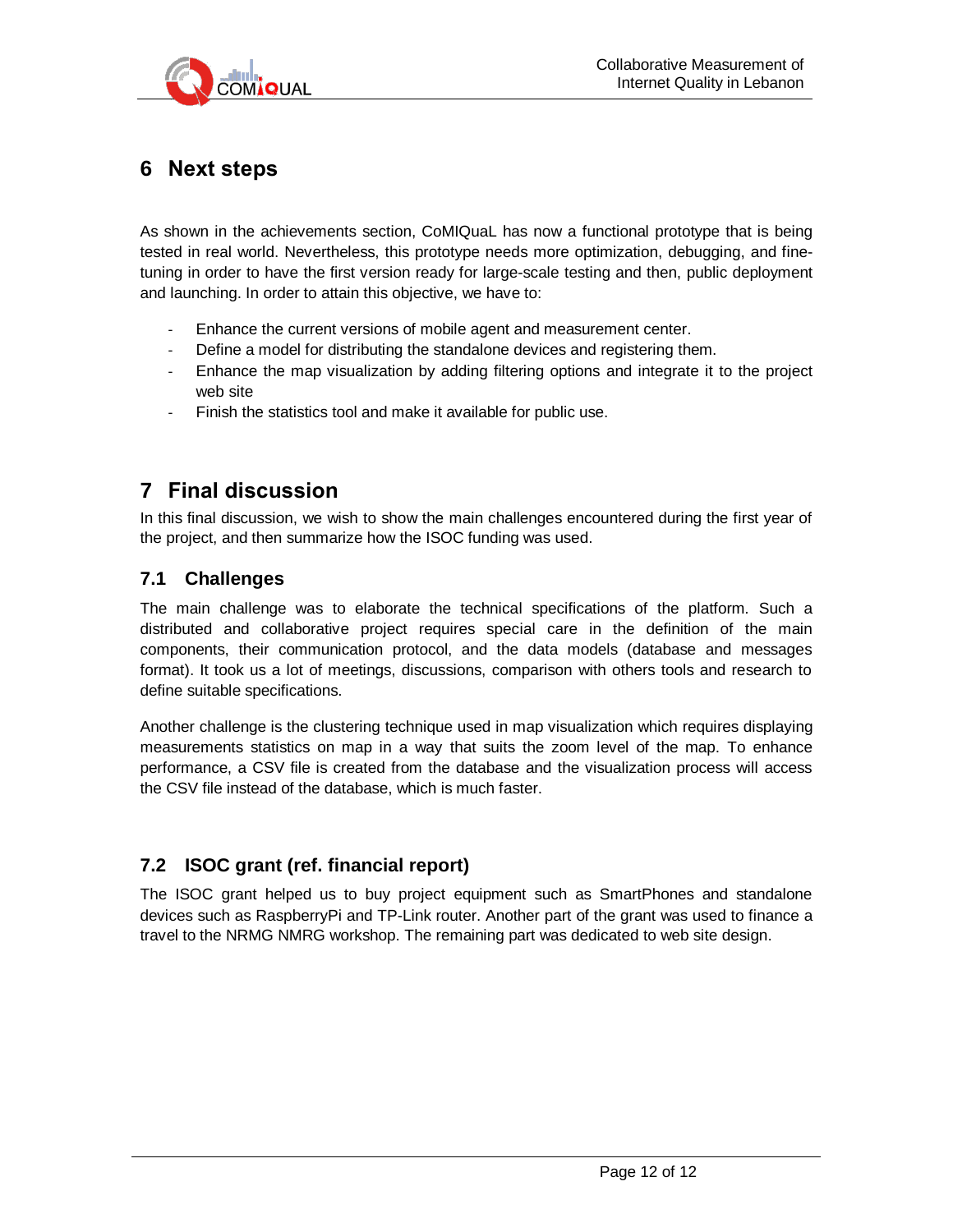# 6 Next steps

As shown in the achievements section, CoMIQuaL has now a functional prototype that is being tested in real world. Nevertheless, this prototype needs more optimization, debugging, and fine-tuning in order to have the first version ready for large-scale testing and then, public deployment and launching. In order to attain this objective, we have to:

- Enhance the current versions of mobile agent and measurement center.
- Define a model for distributing the standalone devices and registering them.
- Enhance the map visualization by adding filtering options and integrate it to the project web site
- Finish the statistics tool and make it available for public use.

# 7 Final discussion

In this final discussion, we wish to show the main challenges encountered during the first year of the project, and then summarize how the ISOC funding was used.

## 7.1 Challenges

The main challenge was to elaborate the technical specifications of the platform. Such a distributed and collaborative project requires special care in the definition of the main components, their communication protocol, and the data models (database and messages format). It took us a lot of meetings, discussions, comparison with others tools and research to define suitable specifications.

Another challenge is the clustering technique used in map visualization which requires displaying measurements statistics on map in a way that suits the zoom level of the map. To enhance performance, a CSV file is created from the database and the visualization process will access the CSV file instead of the database, which is much faster.

## 7.2 ISOC grant (ref. financial report)

The ISOC grant helped us to buy project equipment such as SmartPhones and standalone devices such as RaspberryPi and TP-Link router. Another part of the grant was used to finance a travel to the NRMG NMRG workshop. The remaining part was dedicated to web site design.